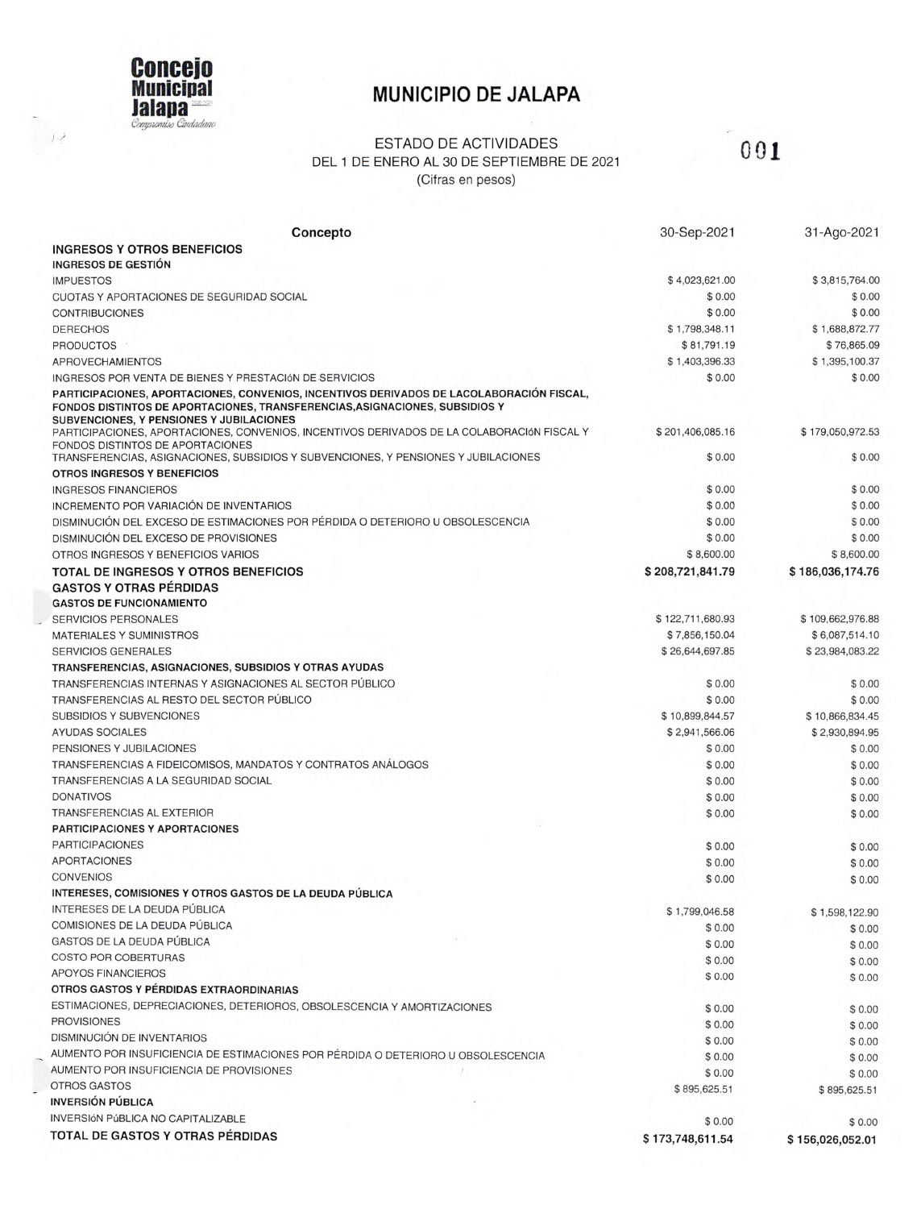**Concejo Municipal Jalapa**
*Compromiso Ciudadano*

# MUNICIPIO DE JALAPA

## ESTADO DE ACTIVIDADES
DEL 1 DE ENERO AL 30 DE SEPTIEMBRE DE 2021
(Cifras en pesos)

001

| Concepto | 30-Sep-2021 | 31-Ago-2021 |
|---|---|---|
| **INGRESOS Y OTROS BENEFICIOS** | | |
| **INGRESOS DE GESTIÓN** | | |
| IMPUESTOS | $ 4,023,621.00 | $ 3,815,764.00 |
| CUOTAS Y APORTACIONES DE SEGURIDAD SOCIAL | $ 0.00 | $ 0.00 |
| CONTRIBUCIONES | $ 0.00 | $ 0.00 |
| DERECHOS | $ 1,798,348.11 | $ 1,688,872.77 |
| PRODUCTOS | $ 81,791.19 | $ 76,865.09 |
| APROVECHAMIENTOS | $ 1,403,396.33 | $ 1,395,100.37 |
| INGRESOS POR VENTA DE BIENES Y PRESTACIóN DE SERVICIOS | $ 0.00 | $ 0.00 |
| **PARTICIPACIONES, APORTACIONES, CONVENIOS, INCENTIVOS DERIVADOS DE LACOLABORACIÓN FISCAL, FONDOS DISTINTOS DE APORTACIONES, TRANSFERENCIAS,ASIGNACIONES, SUBSIDIOS Y SUBVENCIONES, Y PENSIONES Y JUBILACIONES** | | |
| PARTICIPACIONES, APORTACIONES, CONVENIOS, INCENTIVOS DERIVADOS DE LA COLABORACIóN FISCAL Y FONDOS DISTINTOS DE APORTACIONES | $ 201,406,085.16 | $ 179,050,972.53 |
| TRANSFERENCIAS, ASIGNACIONES, SUBSIDIOS Y SUBVENCIONES, Y PENSIONES Y JUBILACIONES | $ 0.00 | $ 0.00 |
| **OTROS INGRESOS Y BENEFICIOS** | | |
| INGRESOS FINANCIEROS | $ 0.00 | $ 0.00 |
| INCREMENTO POR VARIACIÓN DE INVENTARIOS | $ 0.00 | $ 0.00 |
| DISMINUCIÓN DEL EXCESO DE ESTIMACIONES POR PÉRDIDA O DETERIORO U OBSOLESCENCIA | $ 0.00 | $ 0.00 |
| DISMINUCIÓN DEL EXCESO DE PROVISIONES | $ 0.00 | $ 0.00 |
| OTROS INGRESOS Y BENEFICIOS VARIOS | $ 8,600.00 | $ 8,600.00 |
| **TOTAL DE INGRESOS Y OTROS BENEFICIOS** | **$ 208,721,841.79** | **$ 186,036,174.76** |
| **GASTOS Y OTRAS PÉRDIDAS** | | |
| **GASTOS DE FUNCIONAMIENTO** | | |
| SERVICIOS PERSONALES | $ 122,711,680.93 | $ 109,662,976.88 |
| MATERIALES Y SUMINISTROS | $ 7,856,150.04 | $ 6,087,514.10 |
| SERVICIOS GENERALES | $ 26,644,697.85 | $ 23,984,083.22 |
| **TRANSFERENCIAS, ASIGNACIONES, SUBSIDIOS Y OTRAS AYUDAS** | | |
| TRANSFERENCIAS INTERNAS Y ASIGNACIONES AL SECTOR PÚBLICO | $ 0.00 | $ 0.00 |
| TRANSFERENCIAS AL RESTO DEL SECTOR PÚBLICO | $ 0.00 | $ 0.00 |
| SUBSIDIOS Y SUBVENCIONES | $ 10,899,844.57 | $ 10,866,834.45 |
| AYUDAS SOCIALES | $ 2,941,566.06 | $ 2,930,894.95 |
| PENSIONES Y JUBILACIONES | $ 0.00 | $ 0.00 |
| TRANSFERENCIAS A FIDEICOMISOS, MANDATOS Y CONTRATOS ANÁLOGOS | $ 0.00 | $ 0.00 |
| TRANSFERENCIAS A LA SEGURIDAD SOCIAL | $ 0.00 | $ 0.00 |
| DONATIVOS | $ 0.00 | $ 0.00 |
| TRANSFERENCIAS AL EXTERIOR | $ 0.00 | $ 0.00 |
| **PARTICIPACIONES Y APORTACIONES** | | |
| PARTICIPACIONES | $ 0.00 | $ 0.00 |
| APORTACIONES | $ 0.00 | $ 0.00 |
| CONVENIOS | $ 0.00 | $ 0.00 |
| **INTERESES, COMISIONES Y OTROS GASTOS DE LA DEUDA PÚBLICA** | | |
| INTERESES DE LA DEUDA PÚBLICA | $ 1,799,046.58 | $ 1,598,122.90 |
| COMISIONES DE LA DEUDA PÚBLICA | $ 0.00 | $ 0.00 |
| GASTOS DE LA DEUDA PÚBLICA | $ 0.00 | $ 0.00 |
| COSTO POR COBERTURAS | $ 0.00 | $ 0.00 |
| APOYOS FINANCIEROS | $ 0.00 | $ 0.00 |
| **OTROS GASTOS Y PÉRDIDAS EXTRAORDINARIAS** | | |
| ESTIMACIONES, DEPRECIACIONES, DETERIOROS, OBSOLESCENCIA Y AMORTIZACIONES | $ 0.00 | $ 0.00 |
| PROVISIONES | $ 0.00 | $ 0.00 |
| DISMINUCIÓN DE INVENTARIOS | $ 0.00 | $ 0.00 |
| AUMENTO POR INSUFICIENCIA DE ESTIMACIONES POR PÉRDIDA O DETERIORO U OBSOLESCENCIA | $ 0.00 | $ 0.00 |
| AUMENTO POR INSUFICIENCIA DE PROVISIONES | $ 0.00 | $ 0.00 |
| OTROS GASTOS | $ 895,625.51 | $ 895,625.51 |
| **INVERSIÓN PÚBLICA** | | |
| INVERSIóN PúBLICA NO CAPITALIZABLE | $ 0.00 | $ 0.00 |
| **TOTAL DE GASTOS Y OTRAS PÉRDIDAS** | **$ 173,748,611.54** | **$ 156,026,052.01** |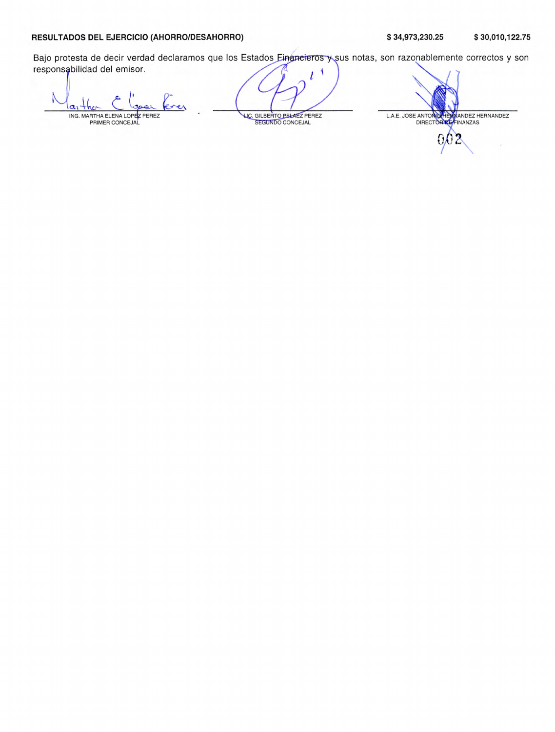| | | |
|---|---|---|
| **RESULTADOS DEL EJERCICIO (AHORRO/DESAHORRO)** | **$ 34,973,230.25** | **$ 30,010,122.75** |

Bajo protesta de decir verdad declaramos que los Estados Financieros y sus notas, son razonablemente correctos y son responsabilidad del emisor.

| ING. MARTHA ELENA LOPEZ PEREZ | LIC. GILBERTO PELAEZ PEREZ | L.A.E. JOSE ANTONIO HERNANDEZ HERNANDEZ |
|---|---|---|
| PRIMER CONCEJAL | SEGUNDO CONCEJAL | DIRECTOR DE FINANZAS |

002